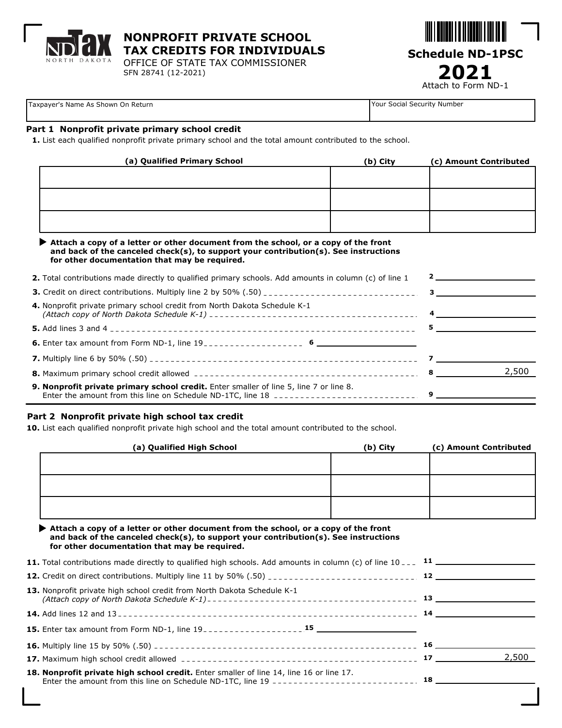# NONPROFIT PRIVATE SCHOOL TAX CREDITS FOR INDIVIDUALS

OFFICE OF STATE TAX COMMISSIONER
SFN 28741 (12-2021)

**Schedule ND-1PSC**
**2021**
Attach to Form ND-1

| Taxpayer's Name As Shown On Return | Your Social Security Number |
|---|---|
| | |

## Part 1 Nonprofit private primary school credit

**1.** List each qualified nonprofit private primary school and the total amount contributed to the school.

| (a) Qualified Primary School | (b) City | (c) Amount Contributed |
|---|---|---|
| | | |
| | | |
| | | |

▶ **Attach a copy of a letter or other document from the school, or a copy of the front and back of the canceled check(s), to support your contribution(s). See instructions for other documentation that may be required.**

| Line | Description | Amount |
|---|---|---|
| 2 | Total contributions made directly to qualified primary schools. Add amounts in column (c) of line 1 | |
| 3 | Credit on direct contributions. Multiply line 2 by 50% (.50) | |
| 4 | Nonprofit private primary school credit from North Dakota Schedule K-1 *(Attach copy of North Dakota Schedule K-1)* | |
| 5 | Add lines 3 and 4 | |
| 6 | Enter tax amount from Form ND-1, line 19 | |
| 7 | Multiply line 6 by 50% (.50) | |
| 8 | Maximum primary school credit allowed | 2,500 |
| 9 | **Nonprofit private primary school credit.** Enter smaller of line 5, line 7 or line 8. Enter the amount from this line on Schedule ND-1TC, line 18 | |

## Part 2 Nonprofit private high school tax credit

**10.** List each qualified nonprofit private high school and the total amount contributed to the school.

| (a) Qualified High School | (b) City | (c) Amount Contributed |
|---|---|---|
| | | |
| | | |
| | | |

▶ **Attach a copy of a letter or other document from the school, or a copy of the front and back of the canceled check(s), to support your contribution(s). See instructions for other documentation that may be required.**

| Line | Description | Amount |
|---|---|---|
| 11 | Total contributions made directly to qualified high schools. Add amounts in column (c) of line 10 | |
| 12 | Credit on direct contributions. Multiply line 11 by 50% (.50) | |
| 13 | Nonprofit private high school credit from North Dakota Schedule K-1 *(Attach copy of North Dakota Schedule K-1)* | |
| 14 | Add lines 12 and 13 | |
| 15 | Enter tax amount from Form ND-1, line 19 | |
| 16 | Multiply line 15 by 50% (.50) | |
| 17 | Maximum high school credit allowed | 2,500 |
| 18 | **Nonprofit private high school credit.** Enter smaller of line 14, line 16 or line 17. Enter the amount from this line on Schedule ND-1TC, line 19 | |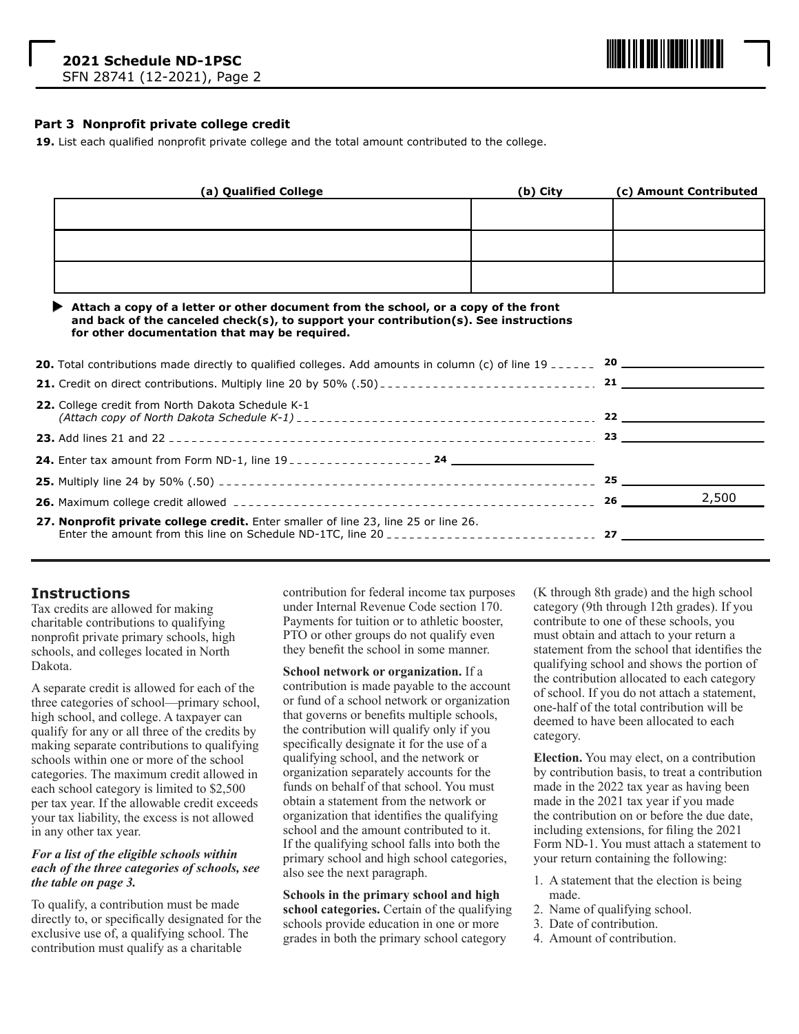## 2021 Schedule ND-1PSC

SFN 28741 (12-2021), Page 2

### Part 3 Nonprofit private college credit

**19.** List each qualified nonprofit private college and the total amount contributed to the college.

| (a) Qualified College | (b) City | (c) Amount Contributed |
|---|---|---|
| | | |
| | | |
| | | |

▶ **Attach a copy of a letter or other document from the school, or a copy of the front and back of the canceled check(s), to support your contribution(s). See instructions for other documentation that may be required.**

**20.** Total contributions made directly to qualified colleges. Add amounts in column (c) of line 19 ...... **20** ______

**21.** Credit on direct contributions. Multiply line 20 by 50% (.50) ...... **21** ______

**22.** College credit from North Dakota Schedule K-1 *(Attach copy of North Dakota Schedule K-1)* ...... **22** ______

**23.** Add lines 21 and 22 ...... **23** ______

**24.** Enter tax amount from Form ND-1, line 19 ...... **24** ______

**25.** Multiply line 24 by 50% (.50) ...... **25** ______

**26.** Maximum college credit allowed ...... **26** 2,500

**27. Nonprofit private college credit.** Enter smaller of line 23, line 25 or line 26. Enter the amount from this line on Schedule ND-1TC, line 20 ...... **27** ______

## Instructions

Tax credits are allowed for making charitable contributions to qualifying nonprofit private primary schools, high schools, and colleges located in North Dakota.

A separate credit is allowed for each of the three categories of school—primary school, high school, and college. A taxpayer can qualify for any or all three of the credits by making separate contributions to qualifying schools within one or more of the school categories. The maximum credit allowed in each school category is limited to $2,500 per tax year. If the allowable credit exceeds your tax liability, the excess is not allowed in any other tax year.

***For a list of the eligible schools within each of the three categories of schools, see the table on page 3.***

To qualify, a contribution must be made directly to, or specifically designated for the exclusive use of, a qualifying school. The contribution must qualify as a charitable contribution for federal income tax purposes under Internal Revenue Code section 170. Payments for tuition or to athletic booster, PTO or other groups do not qualify even they benefit the school in some manner.

**School network or organization.** If a contribution is made payable to the account or fund of a school network or organization that governs or benefits multiple schools, the contribution will qualify only if you specifically designate it for the use of a qualifying school, and the network or organization separately accounts for the funds on behalf of that school. You must obtain a statement from the network or organization that identifies the qualifying school and the amount contributed to it. If the qualifying school falls into both the primary school and high school categories, also see the next paragraph.

**Schools in the primary school and high school categories.** Certain of the qualifying schools provide education in one or more grades in both the primary school category (K through 8th grade) and the high school category (9th through 12th grades). If you contribute to one of these schools, you must obtain and attach to your return a statement from the school that identifies the qualifying school and shows the portion of the contribution allocated to each category of school. If you do not attach a statement, one-half of the total contribution will be deemed to have been allocated to each category.

**Election.** You may elect, on a contribution by contribution basis, to treat a contribution made in the 2022 tax year as having been made in the 2021 tax year if you made the contribution on or before the due date, including extensions, for filing the 2021 Form ND-1. You must attach a statement to your return containing the following:

1. A statement that the election is being made.
2. Name of qualifying school.
3. Date of contribution.
4. Amount of contribution.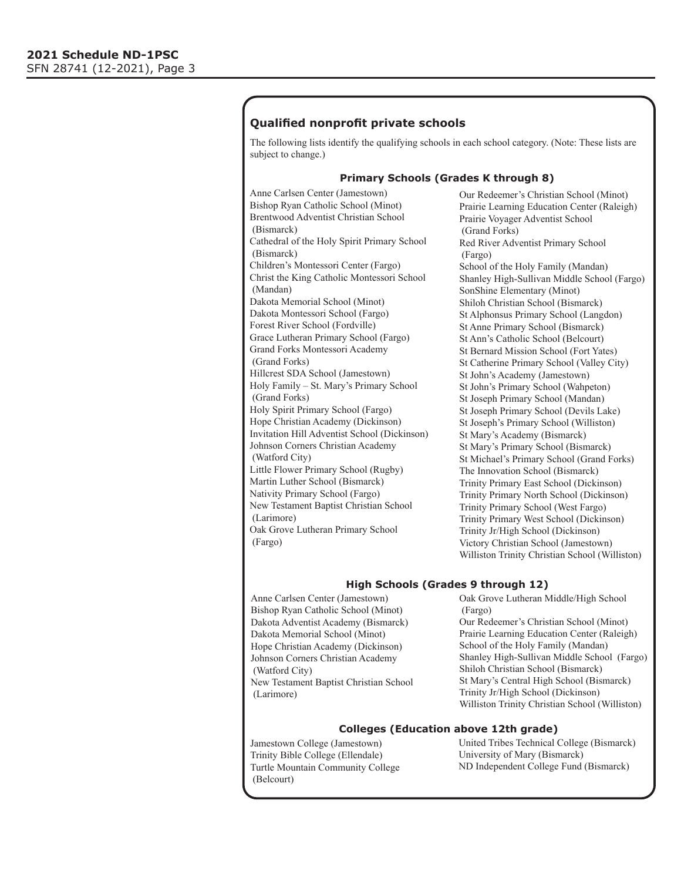## Qualified nonprofit private schools

The following lists identify the qualifying schools in each school category. (Note: These lists are subject to change.)

### Primary Schools (Grades K through 8)

Anne Carlsen Center (Jamestown)
Bishop Ryan Catholic School (Minot)
Brentwood Adventist Christian School (Bismarck)
Cathedral of the Holy Spirit Primary School (Bismarck)
Children's Montessori Center (Fargo)
Christ the King Catholic Montessori School (Mandan)
Dakota Memorial School (Minot)
Dakota Montessori School (Fargo)
Forest River School (Fordville)
Grace Lutheran Primary School (Fargo)
Grand Forks Montessori Academy (Grand Forks)
Hillcrest SDA School (Jamestown)
Holy Family – St. Mary's Primary School (Grand Forks)
Holy Spirit Primary School (Fargo)
Hope Christian Academy (Dickinson)
Invitation Hill Adventist School (Dickinson)
Johnson Corners Christian Academy (Watford City)
Little Flower Primary School (Rugby)
Martin Luther School (Bismarck)
Nativity Primary School (Fargo)
New Testament Baptist Christian School (Larimore)
Oak Grove Lutheran Primary School (Fargo)
Our Redeemer's Christian School (Minot)
Prairie Learning Education Center (Raleigh)
Prairie Voyager Adventist School (Grand Forks)
Red River Adventist Primary School (Fargo)
School of the Holy Family (Mandan)
Shanley High-Sullivan Middle School (Fargo)
SonShine Elementary (Minot)
Shiloh Christian School (Bismarck)
St Alphonsus Primary School (Langdon)
St Anne Primary School (Bismarck)
St Ann's Catholic School (Belcourt)
St Bernard Mission School (Fort Yates)
St Catherine Primary School (Valley City)
St John's Academy (Jamestown)
St John's Primary School (Wahpeton)
St Joseph Primary School (Mandan)
St Joseph Primary School (Devils Lake)
St Joseph's Primary School (Williston)
St Mary's Academy (Bismarck)
St Mary's Primary School (Bismarck)
St Michael's Primary School (Grand Forks)
The Innovation School (Bismarck)
Trinity Primary East School (Dickinson)
Trinity Primary North School (Dickinson)
Trinity Primary School (West Fargo)
Trinity Primary West School (Dickinson)
Trinity Jr/High School (Dickinson)
Victory Christian School (Jamestown)
Williston Trinity Christian School (Williston)

### High Schools (Grades 9 through 12)

Anne Carlsen Center (Jamestown)
Bishop Ryan Catholic School (Minot)
Dakota Adventist Academy (Bismarck)
Dakota Memorial School (Minot)
Hope Christian Academy (Dickinson)
Johnson Corners Christian Academy (Watford City)
New Testament Baptist Christian School (Larimore)
Oak Grove Lutheran Middle/High School (Fargo)
Our Redeemer's Christian School (Minot)
Prairie Learning Education Center (Raleigh)
School of the Holy Family (Mandan)
Shanley High-Sullivan Middle School (Fargo)
Shiloh Christian School (Bismarck)
St Mary's Central High School (Bismarck)
Trinity Jr/High School (Dickinson)
Williston Trinity Christian School (Williston)

### Colleges (Education above 12th grade)

Jamestown College (Jamestown)
Trinity Bible College (Ellendale)
Turtle Mountain Community College (Belcourt)
United Tribes Technical College (Bismarck)
University of Mary (Bismarck)
ND Independent College Fund (Bismarck)